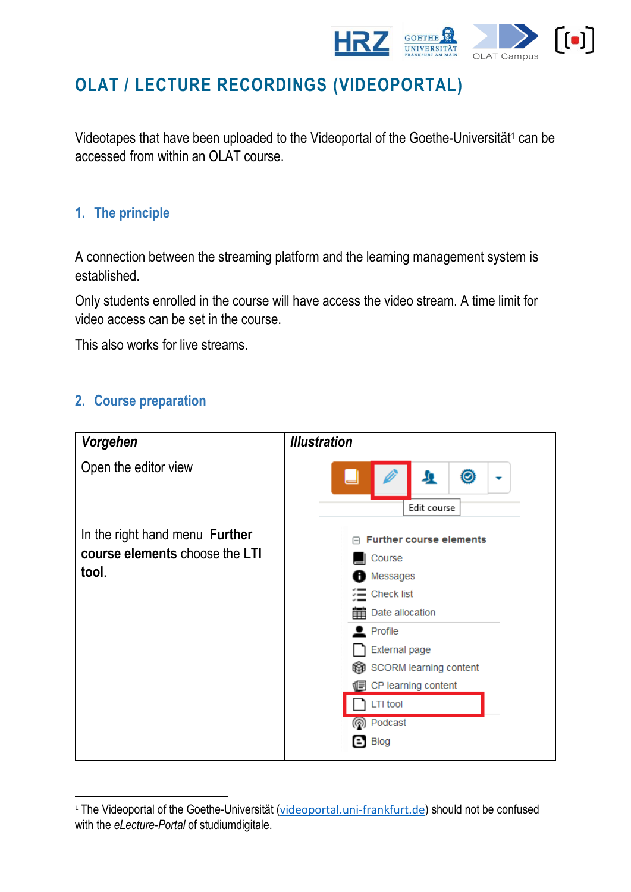# OLAT / LECTURE RECORDINGS (VIDEOPORTAL)

Videotapes that have been uploaded to the Videoportal of the Goethe-Universität[1] can be accessed from within an OLAT course.

## 1. The principle

A connection between the streaming platform and the learning management system is established.

Only students enrolled in the course will have access the video stream. A time limit for video access can be set in the course.

This also works for live streams.

## 2. Course preparation

| *Vorgehen* | *Illustration* |
|---|---|
| Open the editor view | Edit course |
| In the right hand menu **Further course elements** choose the **LTI tool**. | Further course elements<br>Course<br>Messages<br>Check list<br>Date allocation<br>Profile<br>External page<br>SCORM learning content<br>CP learning content<br>LTI tool<br>Podcast<br>Blog |

[1] The Videoportal of the Goethe-Universität (videoportal.uni-frankfurt.de) should not be confused with the *eLecture-Portal* of studiumdigitale.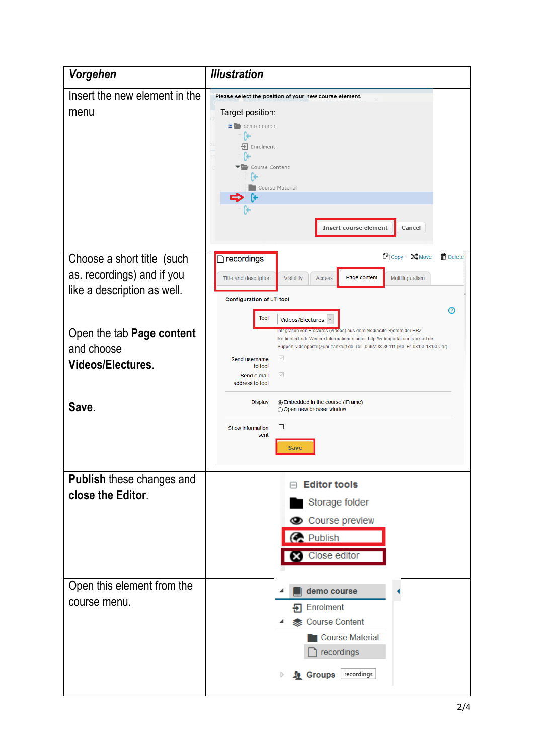| *Vorgehen* | *Illustration* |
|---|---|
| Insert the new element in the menu | Please select the position of your new course element. Target position: demo course, Enrolment, Course Content, Course Material. Insert course element, Cancel |
| Choose a short title (such as. recordings) and if you like a description as well. <br><br> Open the tab **Page content** and choose **Videos/Electures**. <br><br> **Save**. | recordings. Copy, Move, Delete. Title and description, Visibility, Access, Page content, Multilingualism. Configuration of LTI tool. Tool: Videos/Electures. Integration von Electures (Videos) aus dem Mediasite-System der HRZ-Medientechnik. Weitere Informationen unter: http://videoportal.uni-frankfurt.de. Support: videoportal@uni-frankfurt.de, Tel.: 069/798-36111 (Mo.-Fr. 08.00-18.00 Uhr). Send username to tool. Send e-mail address to tool. Display: Embedded in the course (iFrame), Open new browser window. Show information sent. Save |
| **Publish** these changes and **close the Editor**. | Editor tools: Storage folder, Course preview, Publish, Close editor |
| Open this element from the course menu. | demo course: Enrolment, Course Content, Course Material, recordings. Groups. recordings |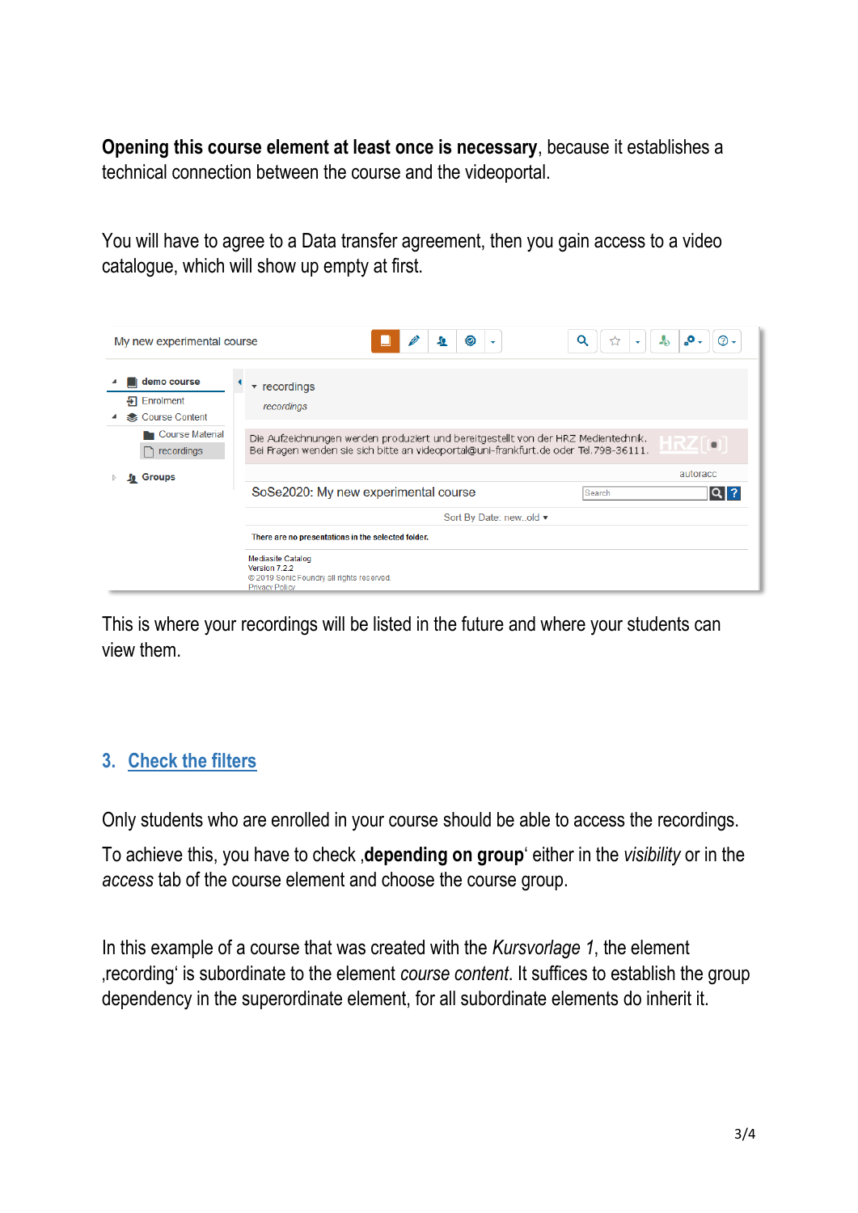**Opening this course element at least once is necessary**, because it establishes a technical connection between the course and the videoportal.

You will have to agree to a Data transfer agreement, then you gain access to a video catalogue, which will show up empty at first.

This is where your recordings will be listed in the future and where your students can view them.

## 3. Check the filters

Only students who are enrolled in your course should be able to access the recordings.

To achieve this, you have to check ‚**depending on group**' either in the *visibility* or in the *access* tab of the course element and choose the course group.

In this example of a course that was created with the *Kursvorlage 1*, the element ‚recording' is subordinate to the element *course content*. It suffices to establish the group dependency in the superordinate element, for all subordinate elements do inherit it.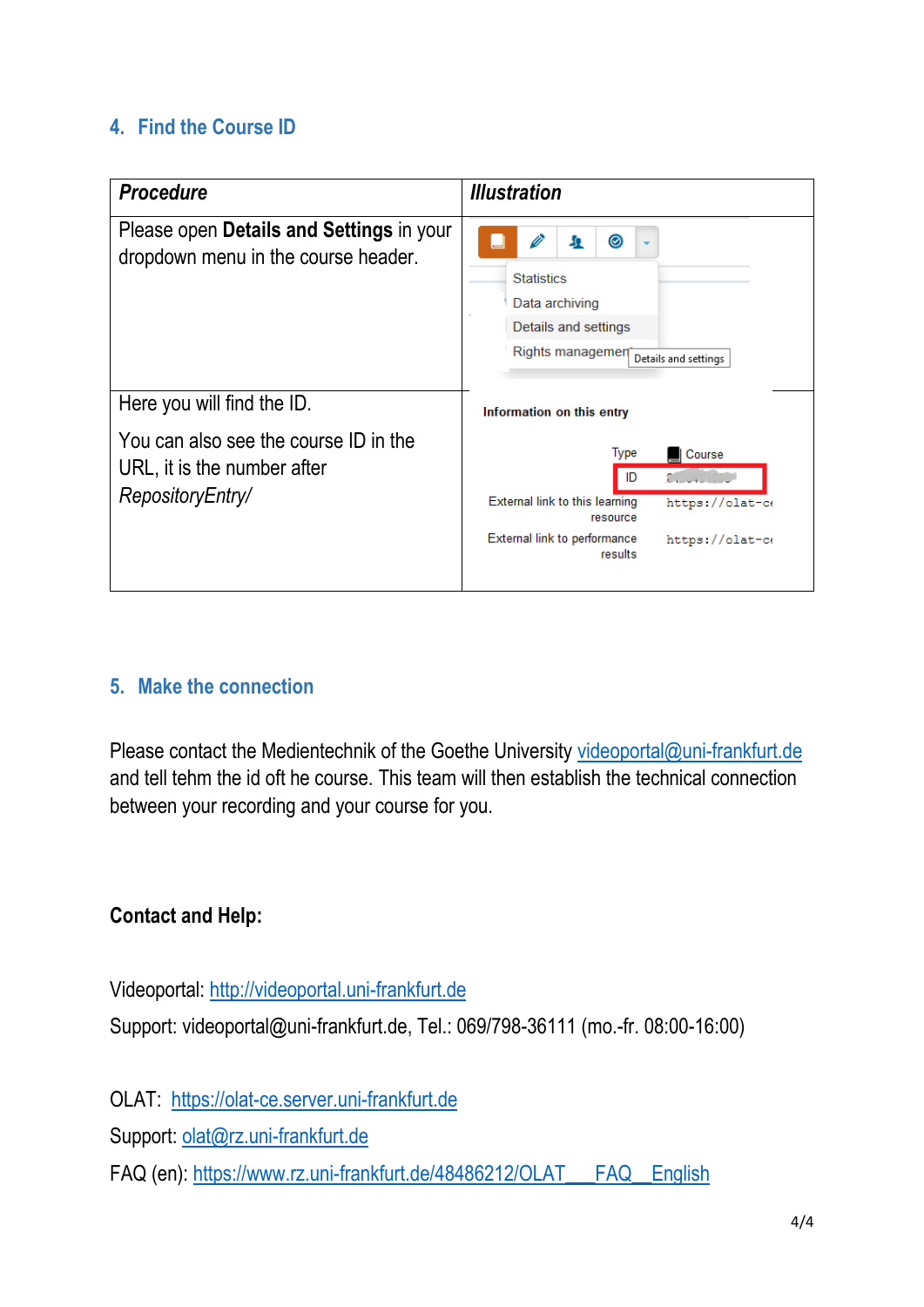## 4. Find the Course ID

| ***Procedure*** | ***Illustration*** |
| --- | --- |
| Please open **Details and Settings** in your dropdown menu in the course header. | Statistics<br>Data archiving<br>Details and settings<br>Rights management<br>Details and settings |
| Here you will find the ID.<br><br>You can also see the course ID in the URL, it is the number after *RepositoryEntry/* | Information on this entry<br>Type Course<br>ID<br>External link to this learning resource https://olat-ce<br>External link to performance results https://olat-ce |

## 5. Make the connection

Please contact the Medientechnik of the Goethe University [videoportal@uni-frankfurt.de](mailto:videoportal@uni-frankfurt.de) and tell tehm the id oft he course. This team will then establish the technical connection between your recording and your course for you.

**Contact and Help:**

Videoportal: [http://videoportal.uni-frankfurt.de](http://videoportal.uni-frankfurt.de)

Support: videoportal@uni-frankfurt.de, Tel.: 069/798-36111 (mo.-fr. 08:00-16:00)

OLAT: [https://olat-ce.server.uni-frankfurt.de](https://olat-ce.server.uni-frankfurt.de)

Support: [olat@rz.uni-frankfurt.de](mailto:olat@rz.uni-frankfurt.de)

FAQ (en): [https://www.rz.uni-frankfurt.de/48486212/OLAT___FAQ__English](https://www.rz.uni-frankfurt.de/48486212/OLAT___FAQ__English)